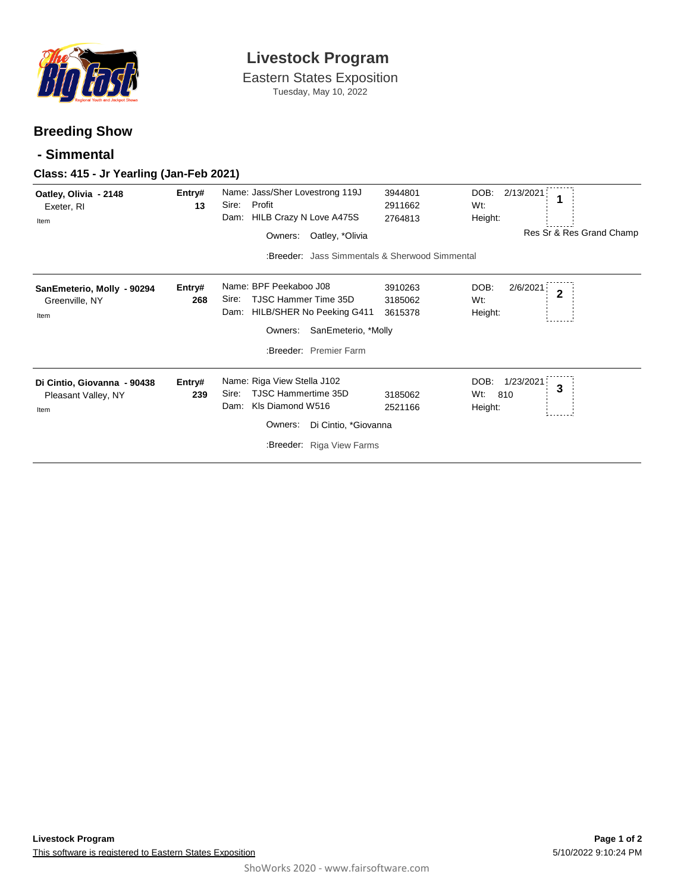# Livestock Program

Eastern States Exposition

Tuesday, May 10, 2022

## Breeding Show

## - Simmental

### Class: 415 - Jr Yearling (Jan-Feb 2021)

| Exhibitor | Entry# | Animal | Reg # | DOB / Wt / Height | Place |
|---|---|---|---|---|---|
| **Oatley, Olivia - 2148**<br>Exeter, RI<br>Item | **13** | Name: Jass/Sher Lovestrong 119J<br>Sire: Profit<br>Dam: HILB Crazy N Love A475S<br>Owners: Oatley, *Olivia<br>:Breeder: Jass Simmentals & Sherwood Simmental | 3944801<br>2911662<br>2764813 | DOB: 2/13/2021<br>Wt:<br>Height: | **1**<br>Res Sr & Res Grand Champ |
| **SanEmeterio, Molly - 90294**<br>Greenville, NY<br>Item | **268** | Name: BPF Peekaboo J08<br>Sire: TJSC Hammer Time 35D<br>Dam: HILB/SHER No Peeking G411<br>Owners: SanEmeterio, *Molly<br>:Breeder: Premier Farm | 3910263<br>3185062<br>3615378 | DOB: 2/6/2021<br>Wt:<br>Height: | **2** |
| **Di Cintio, Giovanna - 90438**<br>Pleasant Valley, NY<br>Item | **239** | Name: Riga View Stella J102<br>Sire: TJSC Hammertime 35D<br>Dam: Kls Diamond W516<br>Owners: Di Cintio, *Giovanna<br>:Breeder: Riga View Farms | <br>3185062<br>2521166 | DOB: 1/23/2021<br>Wt: 810<br>Height: | **3** |

**Livestock Program**

This software is registered to Eastern States Exposition

5/10/2022 9:10:24 PM

ShoWorks 2020 - www.fairsoftware.com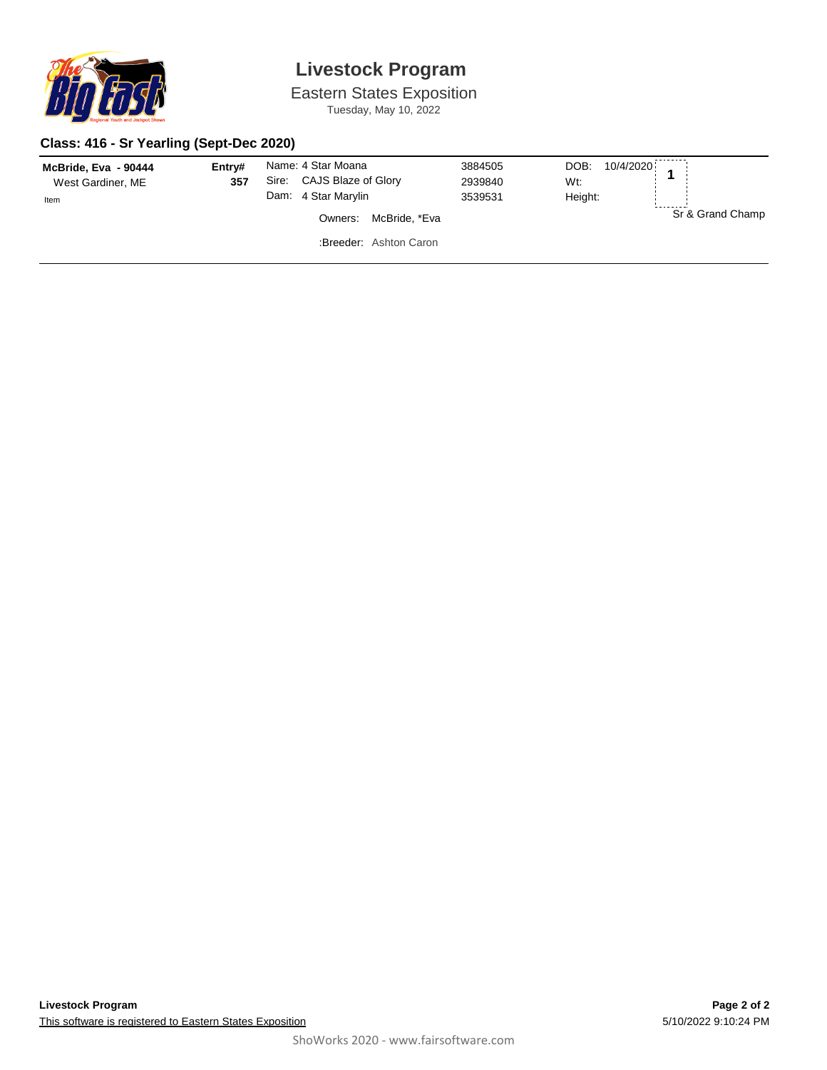# Livestock Program

Eastern States Exposition
Tuesday, May 10, 2022

## Class: 416 - Sr Yearling (Sept-Dec 2020)

**McBride, Eva - 90444**
West Gardiner, ME
Item

**Entry#**
**357**

Name: 4 Star Moana — 3884505
Sire: CAJS Blaze of Glory — 2939840
Dam: 4 Star Marylin — 3539531

DOB: 10/4/2020
Wt:
Height:

**1**
Sr & Grand Champ

Owners: McBride, *Eva

:Breeder: Ashton Caron

**Livestock Program**
This software is registered to Eastern States Exposition

5/10/2022 9:10:24 PM

ShoWorks 2020 - www.fairsoftware.com